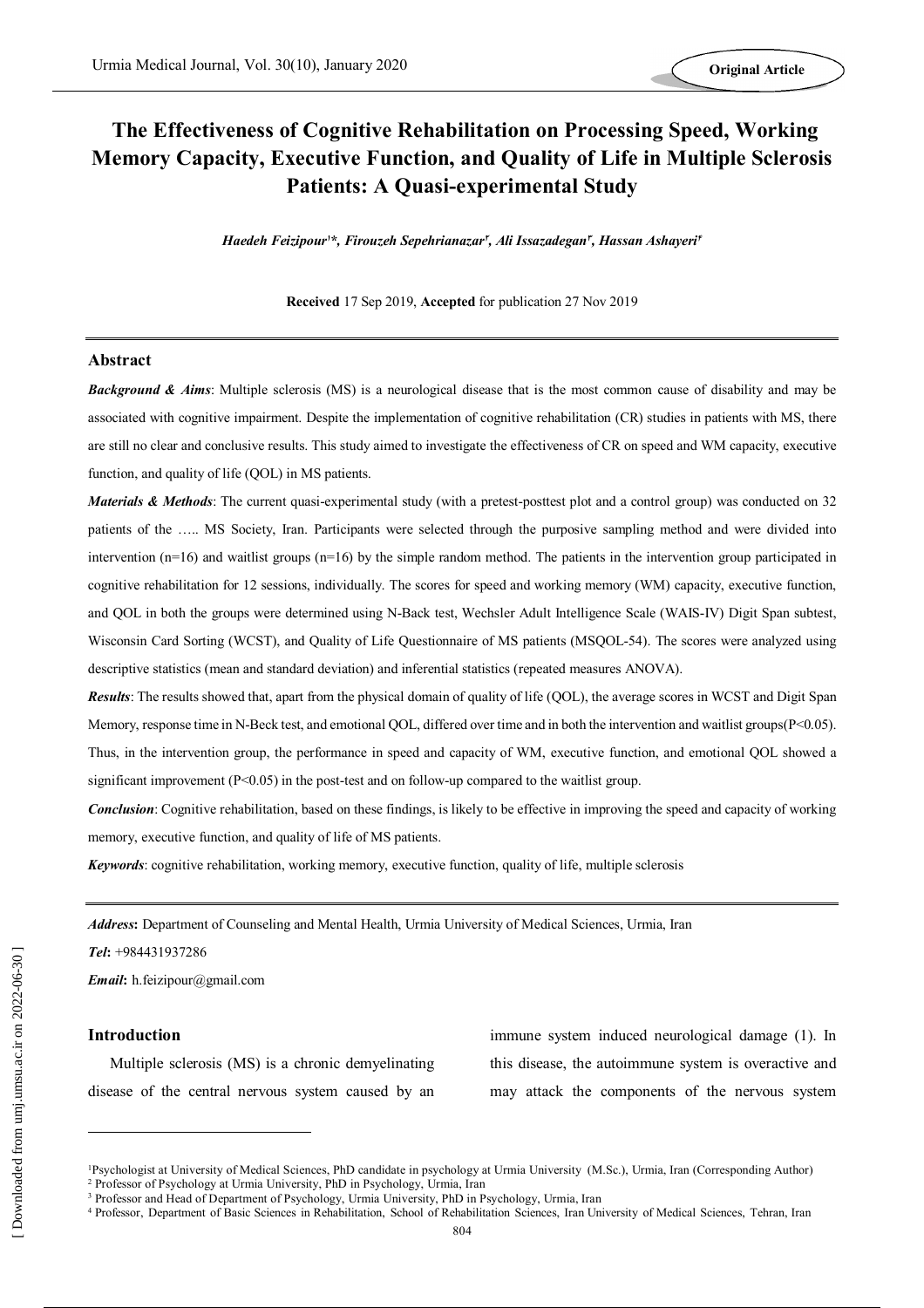# The Effectiveness of Cognitive Rehabilitation on Processing Speed, Working Memory Capacity, Executive Function, and Quality of Life in Multiple Sclerosis Patients: A Quasi-experimental Study

*Haedeh Feizipour[1]\*, Firouzeh Sepehrianazar[2], Ali Issazadegan[3], Hassan Ashayeri[4]*

**Received** 17 Sep 2019, **Accepted** for publication 27 Nov 2019

## Abstract

***Background & Aims***: Multiple sclerosis (MS) is a neurological disease that is the most common cause of disability and may be associated with cognitive impairment. Despite the implementation of cognitive rehabilitation (CR) studies in patients with MS, there are still no clear and conclusive results. This study aimed to investigate the effectiveness of CR on speed and WM capacity, executive function, and quality of life (QOL) in MS patients.

***Materials & Methods***: The current quasi-experimental study (with a pretest-posttest plot and a control group) was conducted on 32 patients of the ….. MS Society, Iran. Participants were selected through the purposive sampling method and were divided into intervention (n=16) and waitlist groups (n=16) by the simple random method. The patients in the intervention group participated in cognitive rehabilitation for 12 sessions, individually. The scores for speed and working memory (WM) capacity, executive function, and QOL in both the groups were determined using N-Back test, Wechsler Adult Intelligence Scale (WAIS-IV) Digit Span subtest, Wisconsin Card Sorting (WCST), and Quality of Life Questionnaire of MS patients (MSQOL-54). The scores were analyzed using descriptive statistics (mean and standard deviation) and inferential statistics (repeated measures ANOVA).

***Results***: The results showed that, apart from the physical domain of quality of life (QOL), the average scores in WCST and Digit Span Memory, response time in N-Beck test, and emotional QOL, differed over time and in both the intervention and waitlist groups($P<0.05$). Thus, in the intervention group, the performance in speed and capacity of WM, executive function, and emotional QOL showed a significant improvement ($P<0.05$) in the post-test and on follow-up compared to the waitlist group.

***Conclusion***: Cognitive rehabilitation, based on these findings, is likely to be effective in improving the speed and capacity of working memory, executive function, and quality of life of MS patients.

***Keywords***: cognitive rehabilitation, working memory, executive function, quality of life, multiple sclerosis

***Address*:** Department of Counseling and Mental Health, Urmia University of Medical Sciences, Urmia, Iran

***Tel*:** +984431937286

***Email*:** h.feizipour@gmail.com

## Introduction

Multiple sclerosis (MS) is a chronic demyelinating disease of the central nervous system caused by an immune system induced neurological damage (1). In this disease, the autoimmune system is overactive and may attack the components of the nervous system

---

[1] Psychologist at University of Medical Sciences, PhD candidate in psychology at Urmia University (M.Sc.), Urmia, Iran (Corresponding Author)

[2] Professor of Psychology at Urmia University, PhD in Psychology, Urmia, Iran

[3] Professor and Head of Department of Psychology, Urmia University, PhD in Psychology, Urmia, Iran

[4] Professor, Department of Basic Sciences in Rehabilitation, School of Rehabilitation Sciences, Iran University of Medical Sciences, Tehran, Iran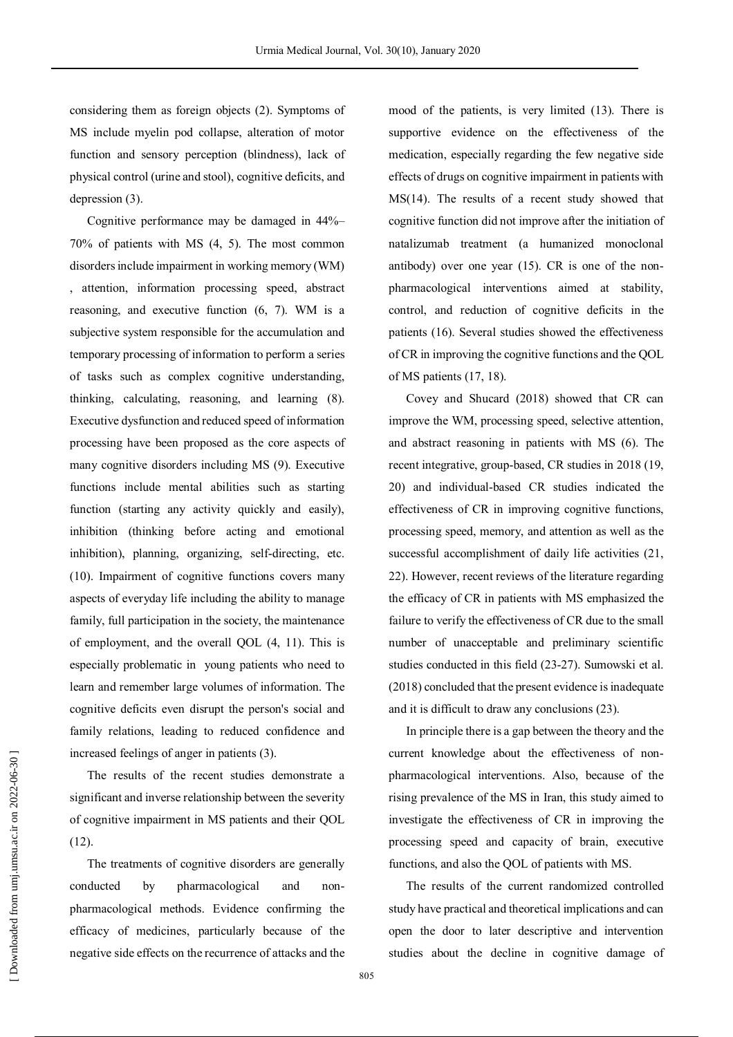considering them as foreign objects (2). Symptoms of MS include myelin pod collapse, alteration of motor function and sensory perception (blindness), lack of physical control (urine and stool), cognitive deficits, and depression (3).

Cognitive performance may be damaged in 44%–70% of patients with MS (4, 5). The most common disorders include impairment in working memory (WM), attention, information processing speed, abstract reasoning, and executive function (6, 7). WM is a subjective system responsible for the accumulation and temporary processing of information to perform a series of tasks such as complex cognitive understanding, thinking, calculating, reasoning, and learning (8). Executive dysfunction and reduced speed of information processing have been proposed as the core aspects of many cognitive disorders including MS (9). Executive functions include mental abilities such as starting function (starting any activity quickly and easily), inhibition (thinking before acting and emotional inhibition), planning, organizing, self-directing, etc. (10). Impairment of cognitive functions covers many aspects of everyday life including the ability to manage family, full participation in the society, the maintenance of employment, and the overall QOL (4, 11). This is especially problematic in young patients who need to learn and remember large volumes of information. The cognitive deficits even disrupt the person's social and family relations, leading to reduced confidence and increased feelings of anger in patients (3).

The results of the recent studies demonstrate a significant and inverse relationship between the severity of cognitive impairment in MS patients and their QOL (12).

The treatments of cognitive disorders are generally conducted by pharmacological and non-pharmacological methods. Evidence confirming the efficacy of medicines, particularly because of the negative side effects on the recurrence of attacks and the mood of the patients, is very limited (13). There is supportive evidence on the effectiveness of the medication, especially regarding the few negative side effects of drugs on cognitive impairment in patients with MS(14). The results of a recent study showed that cognitive function did not improve after the initiation of natalizumab treatment (a humanized monoclonal antibody) over one year (15). CR is one of the non-pharmacological interventions aimed at stability, control, and reduction of cognitive deficits in the patients (16). Several studies showed the effectiveness of CR in improving the cognitive functions and the QOL of MS patients (17, 18).

Covey and Shucard (2018) showed that CR can improve the WM, processing speed, selective attention, and abstract reasoning in patients with MS (6). The recent integrative, group-based, CR studies in 2018 (19, 20) and individual-based CR studies indicated the effectiveness of CR in improving cognitive functions, processing speed, memory, and attention as well as the successful accomplishment of daily life activities (21, 22). However, recent reviews of the literature regarding the efficacy of CR in patients with MS emphasized the failure to verify the effectiveness of CR due to the small number of unacceptable and preliminary scientific studies conducted in this field (23-27). Sumowski et al. (2018) concluded that the present evidence is inadequate and it is difficult to draw any conclusions (23).

In principle there is a gap between the theory and the current knowledge about the effectiveness of non-pharmacological interventions. Also, because of the rising prevalence of the MS in Iran, this study aimed to investigate the effectiveness of CR in improving the processing speed and capacity of brain, executive functions, and also the QOL of patients with MS.

The results of the current randomized controlled study have practical and theoretical implications and can open the door to later descriptive and intervention studies about the decline in cognitive damage of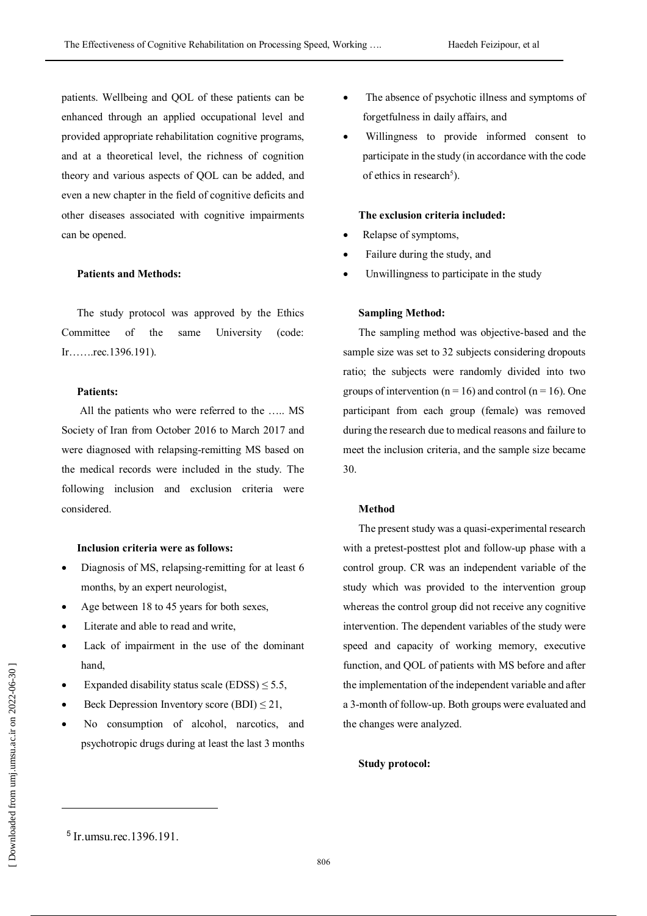patients. Wellbeing and QOL of these patients can be enhanced through an applied occupational level and provided appropriate rehabilitation cognitive programs, and at a theoretical level, the richness of cognition theory and various aspects of QOL can be added, and even a new chapter in the field of cognitive deficits and other diseases associated with cognitive impairments can be opened.

**Patients and Methods:**

The study protocol was approved by the Ethics Committee of the same University (code: Ir…….rec.1396.191).

**Patients:**

All the patients who were referred to the ….. MS Society of Iran from October 2016 to March 2017 and were diagnosed with relapsing-remitting MS based on the medical records were included in the study. The following inclusion and exclusion criteria were considered.

**Inclusion criteria were as follows:**

- Diagnosis of MS, relapsing-remitting for at least 6 months, by an expert neurologist,
- Age between 18 to 45 years for both sexes,
- Literate and able to read and write,
- Lack of impairment in the use of the dominant hand,
- Expanded disability status scale (EDSS) ≤ 5.5,
- Beck Depression Inventory score (BDI) ≤ 21,
- No consumption of alcohol, narcotics, and psychotropic drugs during at least the last 3 months
- The absence of psychotic illness and symptoms of forgetfulness in daily affairs, and
- Willingness to provide informed consent to participate in the study (in accordance with the code of ethics in research[5]).

**The exclusion criteria included:**

- Relapse of symptoms,
- Failure during the study, and
- Unwillingness to participate in the study

**Sampling Method:**

The sampling method was objective-based and the sample size was set to 32 subjects considering dropouts ratio; the subjects were randomly divided into two groups of intervention (n = 16) and control (n = 16). One participant from each group (female) was removed during the research due to medical reasons and failure to meet the inclusion criteria, and the sample size became 30.

**Method**

The present study was a quasi-experimental research with a pretest-posttest plot and follow-up phase with a control group. CR was an independent variable of the study which was provided to the intervention group whereas the control group did not receive any cognitive intervention. The dependent variables of the study were speed and capacity of working memory, executive function, and QOL of patients with MS before and after the implementation of the independent variable and after a 3-month of follow-up. Both groups were evaluated and the changes were analyzed.

**Study protocol:**

[5] Ir.umsu.rec.1396.191.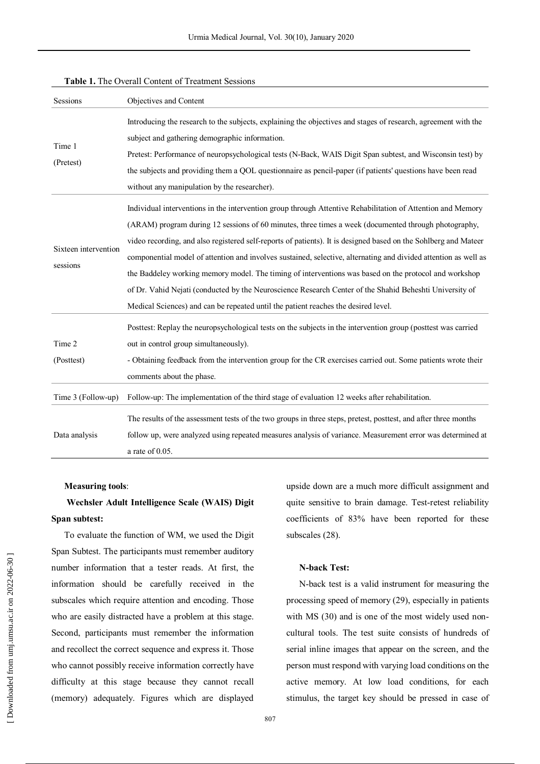**Table 1.** The Overall Content of Treatment Sessions

| Sessions | Objectives and Content |
|---|---|
| Time 1 (Pretest) | Introducing the research to the subjects, explaining the objectives and stages of research, agreement with the subject and gathering demographic information. Pretest: Performance of neuropsychological tests (N-Back, WAIS Digit Span subtest, and Wisconsin test) by the subjects and providing them a QOL questionnaire as pencil-paper (if patients' questions have been read without any manipulation by the researcher). |
| Sixteen intervention sessions | Individual interventions in the intervention group through Attentive Rehabilitation of Attention and Memory (ARAM) program during 12 sessions of 60 minutes, three times a week (documented through photography, video recording, and also registered self-reports of patients). It is designed based on the Sohlberg and Mateer componential model of attention and involves sustained, selective, alternating and divided attention as well as the Baddeley working memory model. The timing of interventions was based on the protocol and workshop of Dr. Vahid Nejati (conducted by the Neuroscience Research Center of the Shahid Beheshti University of Medical Sciences) and can be repeated until the patient reaches the desired level. |
| Time 2 (Posttest) | Posttest: Replay the neuropsychological tests on the subjects in the intervention group (posttest was carried out in control group simultaneously). - Obtaining feedback from the intervention group for the CR exercises carried out. Some patients wrote their comments about the phase. |
| Time 3 (Follow-up) | Follow-up: The implementation of the third stage of evaluation 12 weeks after rehabilitation. |
| Data analysis | The results of the assessment tests of the two groups in three steps, pretest, posttest, and after three months follow up, were analyzed using repeated measures analysis of variance. Measurement error was determined at a rate of 0.05. |

**Measuring tools**:

**Wechsler Adult Intelligence Scale (WAIS) Digit Span subtest:**

To evaluate the function of WM, we used the Digit Span Subtest. The participants must remember auditory number information that a tester reads. At first, the information should be carefully received in the subscales which require attention and encoding. Those who are easily distracted have a problem at this stage. Second, participants must remember the information and recollect the correct sequence and express it. Those who cannot possibly receive information correctly have difficulty at this stage because they cannot recall (memory) adequately. Figures which are displayed upside down are a much more difficult assignment and quite sensitive to brain damage. Test-retest reliability coefficients of 83% have been reported for these subscales (28).

**N-back Test:**

N-back test is a valid instrument for measuring the processing speed of memory (29), especially in patients with MS (30) and is one of the most widely used non-cultural tools. The test suite consists of hundreds of serial inline images that appear on the screen, and the person must respond with varying load conditions on the active memory. At low load conditions, for each stimulus, the target key should be pressed in case of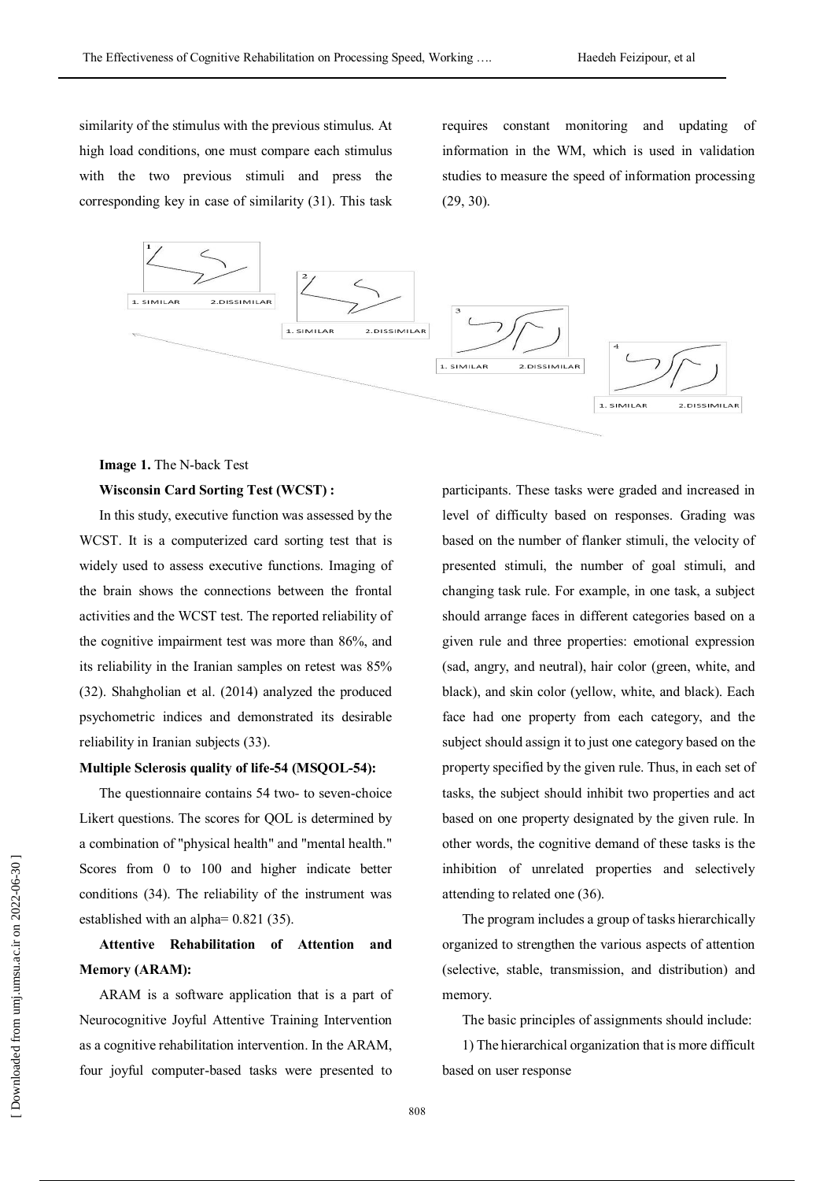similarity of the stimulus with the previous stimulus. At high load conditions, one must compare each stimulus with the two previous stimuli and press the corresponding key in case of similarity (31). This task requires constant monitoring and updating of information in the WM, which is used in validation studies to measure the speed of information processing (29, 30).

**Image 1.** The N-back Test

**Wisconsin Card Sorting Test (WCST) :**

In this study, executive function was assessed by the WCST. It is a computerized card sorting test that is widely used to assess executive functions. Imaging of the brain shows the connections between the frontal activities and the WCST test. The reported reliability of the cognitive impairment test was more than 86%, and its reliability in the Iranian samples on retest was 85% (32). Shahgholian et al. (2014) analyzed the produced psychometric indices and demonstrated its desirable reliability in Iranian subjects (33).

**Multiple Sclerosis quality of life-54 (MSQOL-54):**

The questionnaire contains 54 two- to seven-choice Likert questions. The scores for QOL is determined by a combination of "physical health" and "mental health." Scores from 0 to 100 and higher indicate better conditions (34). The reliability of the instrument was established with an alpha= 0.821 (35).

**Attentive Rehabilitation of Attention and Memory (ARAM):**

ARAM is a software application that is a part of Neurocognitive Joyful Attentive Training Intervention as a cognitive rehabilitation intervention. In the ARAM, four joyful computer-based tasks were presented to participants. These tasks were graded and increased in level of difficulty based on responses. Grading was based on the number of flanker stimuli, the velocity of presented stimuli, the number of goal stimuli, and changing task rule. For example, in one task, a subject should arrange faces in different categories based on a given rule and three properties: emotional expression (sad, angry, and neutral), hair color (green, white, and black), and skin color (yellow, white, and black). Each face had one property from each category, and the subject should assign it to just one category based on the property specified by the given rule. Thus, in each set of tasks, the subject should inhibit two properties and act based on one property designated by the given rule. In other words, the cognitive demand of these tasks is the inhibition of unrelated properties and selectively attending to related one (36).

The program includes a group of tasks hierarchically organized to strengthen the various aspects of attention (selective, stable, transmission, and distribution) and memory.

The basic principles of assignments should include:

1) The hierarchical organization that is more difficult based on user response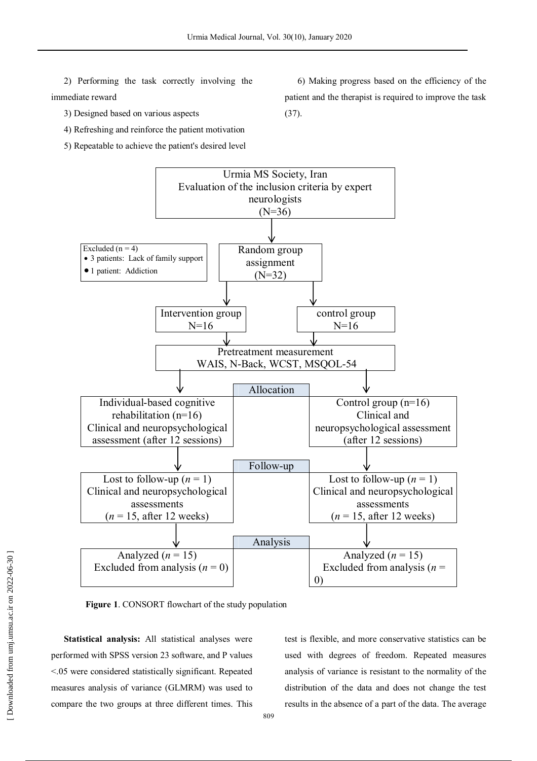2) Performing the task correctly involving the immediate reward

3) Designed based on various aspects

4) Refreshing and reinforce the patient motivation

5) Repeatable to achieve the patient's desired level

6) Making progress based on the efficiency of the patient and the therapist is required to improve the task (37).

Urmia MS Society, Iran
Evaluation of the inclusion criteria by expert neurologists
(N=36)

Excluded (n = 4)
- 3 patients: Lack of family support
- 1 patient: Addiction

Random group assignment
(N=32)

Intervention group
N=16

control group
N=16

Pretreatment measurement
WAIS, N-Back, WCST, MSQOL-54

**Allocation**

Individual-based cognitive rehabilitation (n=16)
Clinical and neuropsychological assessment (after 12 sessions)

Control group (n=16)
Clinical and neuropsychological assessment (after 12 sessions)

**Follow-up**

Lost to follow-up (*n* = 1)
Clinical and neuropsychological assessments
(*n* = 15, after 12 weeks)

Lost to follow-up (*n* = 1)
Clinical and neuropsychological assessments
(*n* = 15, after 12 weeks)

**Analysis**

Analyzed (*n* = 15)
Excluded from analysis (*n* = 0)

Analyzed (*n* = 15)
Excluded from analysis (*n* = 0)

**Figure 1**. CONSORT flowchart of the study population

**Statistical analysis:** All statistical analyses were performed with SPSS version 23 software, and P values <.05 were considered statistically significant. Repeated measures analysis of variance (GLMRM) was used to compare the two groups at three different times. This test is flexible, and more conservative statistics can be used with degrees of freedom. Repeated measures analysis of variance is resistant to the normality of the distribution of the data and does not change the test results in the absence of a part of the data. The average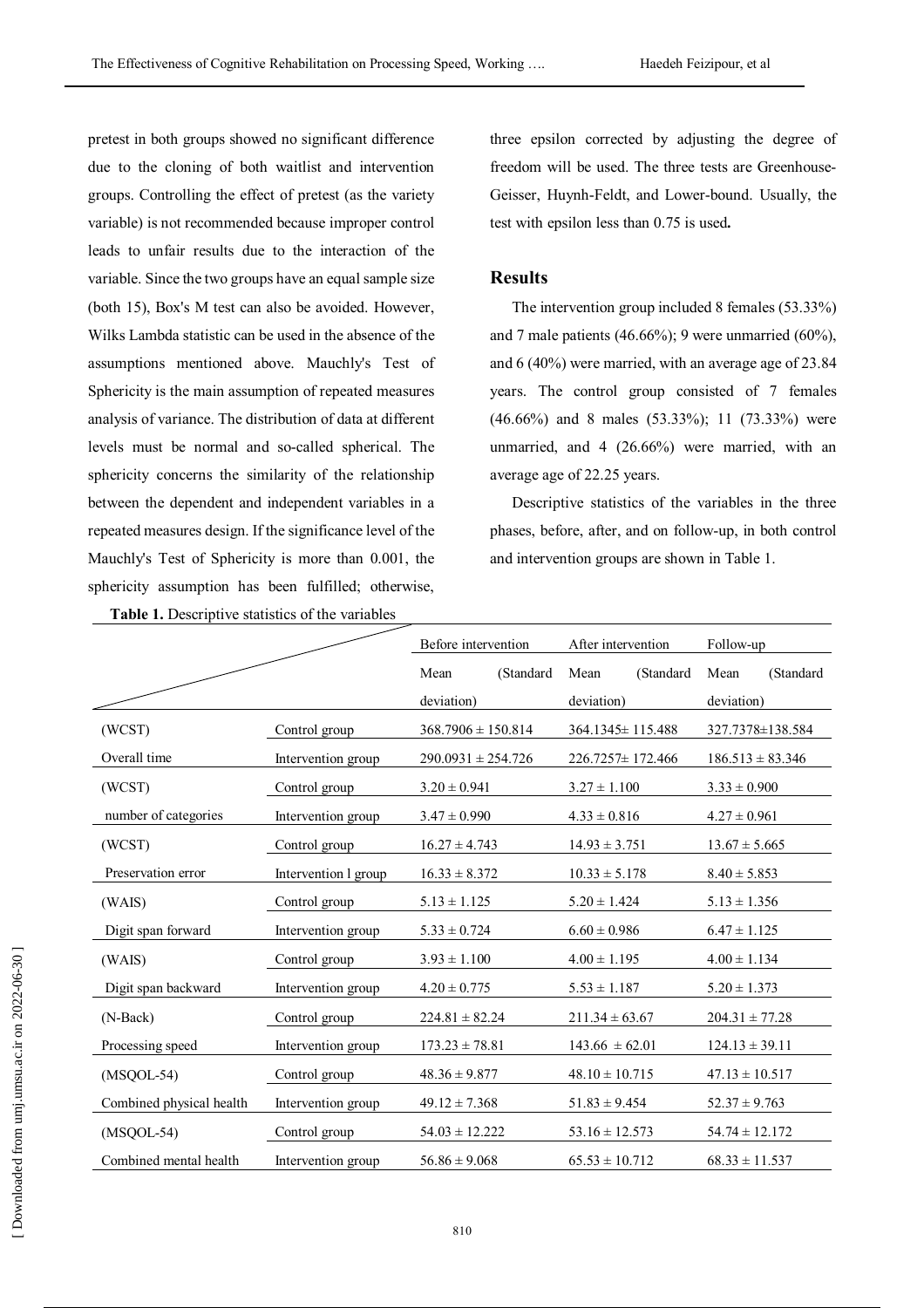pretest in both groups showed no significant difference due to the cloning of both waitlist and intervention groups. Controlling the effect of pretest (as the variety variable) is not recommended because improper control leads to unfair results due to the interaction of the variable. Since the two groups have an equal sample size (both 15), Box's M test can also be avoided. However, Wilks Lambda statistic can be used in the absence of the assumptions mentioned above. Mauchly's Test of Sphericity is the main assumption of repeated measures analysis of variance. The distribution of data at different levels must be normal and so-called spherical. The sphericity concerns the similarity of the relationship between the dependent and independent variables in a repeated measures design. If the significance level of the Mauchly's Test of Sphericity is more than 0.001, the sphericity assumption has been fulfilled; otherwise, three epsilon corrected by adjusting the degree of freedom will be used. The three tests are Greenhouse-Geisser, Huynh-Feldt, and Lower-bound. Usually, the test with epsilon less than 0.75 is used**.**

## Results

The intervention group included 8 females (53.33%) and 7 male patients (46.66%); 9 were unmarried (60%), and 6 (40%) were married, with an average age of 23.84 years. The control group consisted of 7 females (46.66%) and 8 males (53.33%); 11 (73.33%) were unmarried, and 4 (26.66%) were married, with an average age of 22.25 years.

Descriptive statistics of the variables in the three phases, before, after, and on follow-up, in both control and intervention groups are shown in Table 1.

**Table 1.** Descriptive statistics of the variables

| | | Before intervention | After intervention | Follow-up |
|---|---|---|---|---|
| | | Mean (Standard deviation) | Mean (Standard deviation) | Mean (Standard deviation) |
| (WCST) Overall time | Control group | 368.7906 ± 150.814 | 364.1345± 115.488 | 327.7378±138.584 |
| | Intervention group | 290.0931 ± 254.726 | 226.7257± 172.466 | 186.513 ± 83.346 |
| (WCST) number of categories | Control group | 3.20 ± 0.941 | 3.27 ± 1.100 | 3.33 ± 0.900 |
| | Intervention group | 3.47 ± 0.990 | 4.33 ± 0.816 | 4.27 ± 0.961 |
| (WCST) Preservation error | Control group | 16.27 ± 4.743 | 14.93 ± 3.751 | 13.67 ± 5.665 |
| | Intervention l group | 16.33 ± 8.372 | 10.33 ± 5.178 | 8.40 ± 5.853 |
| (WAIS) Digit span forward | Control group | 5.13 ± 1.125 | 5.20 ± 1.424 | 5.13 ± 1.356 |
| | Intervention group | 5.33 ± 0.724 | 6.60 ± 0.986 | 6.47 ± 1.125 |
| (WAIS) Digit span backward | Control group | 3.93 ± 1.100 | 4.00 ± 1.195 | 4.00 ± 1.134 |
| | Intervention group | 4.20 ± 0.775 | 5.53 ± 1.187 | 5.20 ± 1.373 |
| (N-Back) Processing speed | Control group | 224.81 ± 82.24 | 211.34 ± 63.67 | 204.31 ± 77.28 |
| | Intervention group | 173.23 ± 78.81 | 143.66 ± 62.01 | 124.13 ± 39.11 |
| (MSQOL-54) Combined physical health | Control group | 48.36 ± 9.877 | 48.10 ± 10.715 | 47.13 ± 10.517 |
| | Intervention group | 49.12 ± 7.368 | 51.83 ± 9.454 | 52.37 ± 9.763 |
| (MSQOL-54) Combined mental health | Control group | 54.03 ± 12.222 | 53.16 ± 12.573 | 54.74 ± 12.172 |
| | Intervention group | 56.86 ± 9.068 | 65.53 ± 10.712 | 68.33 ± 11.537 |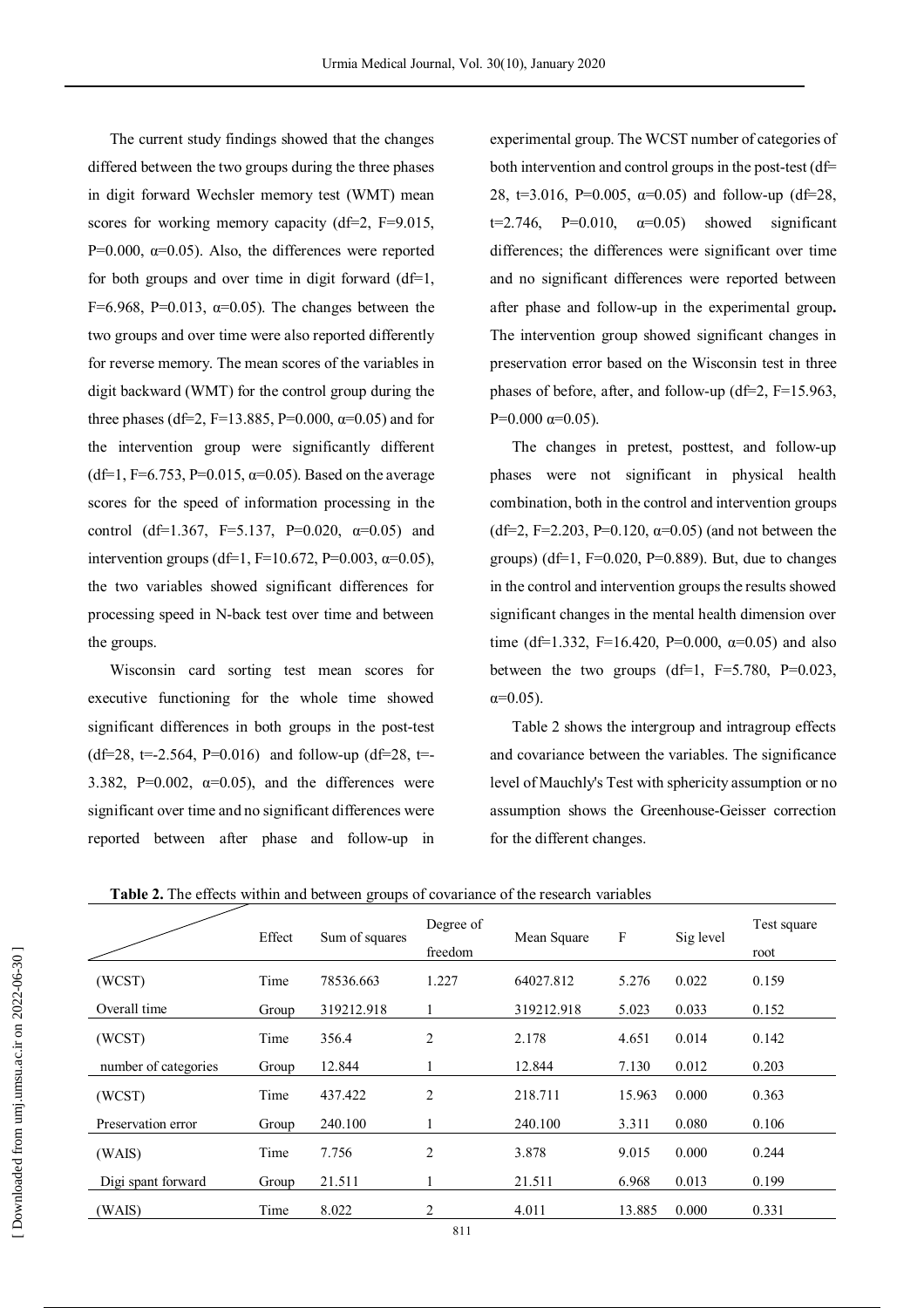The current study findings showed that the changes differed between the two groups during the three phases in digit forward Wechsler memory test (WMT) mean scores for working memory capacity (df=2, F=9.015, P=0.000, α=0.05). Also, the differences were reported for both groups and over time in digit forward (df=1, F=6.968, P=0.013, α=0.05). The changes between the two groups and over time were also reported differently for reverse memory. The mean scores of the variables in digit backward (WMT) for the control group during the three phases (df=2, F=13.885, P=0.000, α=0.05) and for the intervention group were significantly different (df=1, F=6.753, P=0.015, α=0.05). Based on the average scores for the speed of information processing in the control (df=1.367, F=5.137, P=0.020, α=0.05) and intervention groups (df=1, F=10.672, P=0.003, α=0.05), the two variables showed significant differences for processing speed in N-back test over time and between the groups.

Wisconsin card sorting test mean scores for executive functioning for the whole time showed significant differences in both groups in the post-test (df=28, t=-2.564, P=0.016) and follow-up (df=28, t=-3.382, P=0.002, α=0.05), and the differences were significant over time and no significant differences were reported between after phase and follow-up in experimental group. The WCST number of categories of both intervention and control groups in the post-test (df= 28, t=3.016, P=0.005, α=0.05) and follow-up (df=28, t=2.746, P=0.010, α=0.05) showed significant differences; the differences were significant over time and no significant differences were reported between after phase and follow-up in the experimental group**.** The intervention group showed significant changes in preservation error based on the Wisconsin test in three phases of before, after, and follow-up (df=2, F=15.963, P=0.000 α=0.05).

The changes in pretest, posttest, and follow-up phases were not significant in physical health combination, both in the control and intervention groups (df=2, F=2.203, P=0.120, α=0.05) (and not between the groups) (df=1, F=0.020, P=0.889). But, due to changes in the control and intervention groups the results showed significant changes in the mental health dimension over time (df=1.332, F=16.420, P=0.000, α=0.05) and also between the two groups (df=1, F=5.780, P=0.023, α=0.05).

Table 2 shows the intergroup and intragroup effects and covariance between the variables. The significance level of Mauchly's Test with sphericity assumption or no assumption shows the Greenhouse-Geisser correction for the different changes.

**Table 2.** The effects within and between groups of covariance of the research variables

| | Effect | Sum of squares | Degree of freedom | Mean Square | F | Sig level | Test square root |
|---|---|---|---|---|---|---|---|
| (WCST) | Time | 78536.663 | 1.227 | 64027.812 | 5.276 | 0.022 | 0.159 |
| Overall time | Group | 319212.918 | 1 | 319212.918 | 5.023 | 0.033 | 0.152 |
| (WCST) | Time | 356.4 | 2 | 2.178 | 4.651 | 0.014 | 0.142 |
| number of categories | Group | 12.844 | 1 | 12.844 | 7.130 | 0.012 | 0.203 |
| (WCST) | Time | 437.422 | 2 | 218.711 | 15.963 | 0.000 | 0.363 |
| Preservation error | Group | 240.100 | 1 | 240.100 | 3.311 | 0.080 | 0.106 |
| (WAIS) | Time | 7.756 | 2 | 3.878 | 9.015 | 0.000 | 0.244 |
| Digi spant forward | Group | 21.511 | 1 | 21.511 | 6.968 | 0.013 | 0.199 |
| (WAIS) | Time | 8.022 | 2 | 4.011 | 13.885 | 0.000 | 0.331 |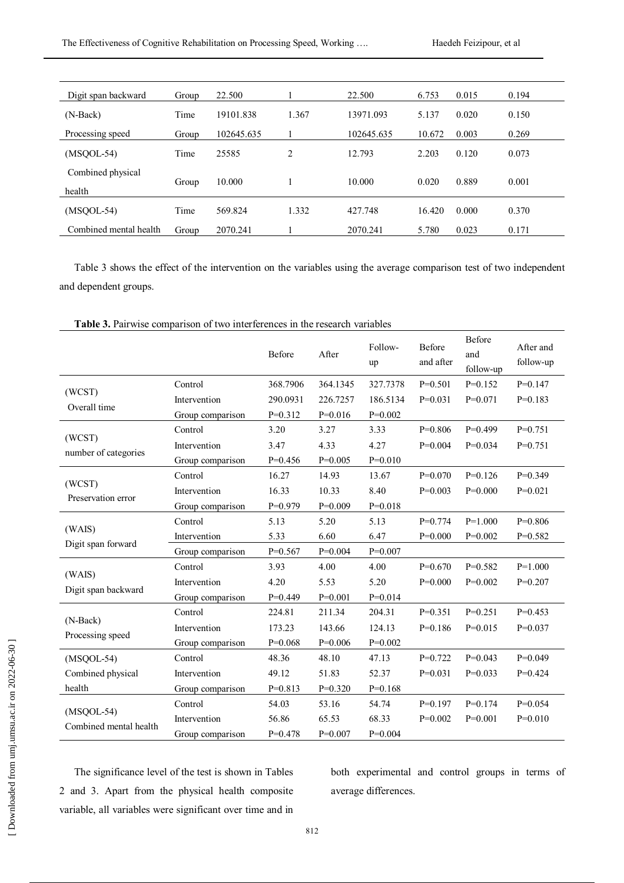| | | | | | | | |
|---|---|---|---|---|---|---|---|
| Digit span backward | Group | 22.500 | 1 | 22.500 | 6.753 | 0.015 | 0.194 |
| (N-Back) | Time | 19101.838 | 1.367 | 13971.093 | 5.137 | 0.020 | 0.150 |
| Processing speed | Group | 102645.635 | 1 | 102645.635 | 10.672 | 0.003 | 0.269 |
| (MSQOL-54) | Time | 25585 | 2 | 12.793 | 2.203 | 0.120 | 0.073 |
| Combined physical health | Group | 10.000 | 1 | 10.000 | 0.020 | 0.889 | 0.001 |
| (MSQOL-54) | Time | 569.824 | 1.332 | 427.748 | 16.420 | 0.000 | 0.370 |
| Combined mental health | Group | 2070.241 | 1 | 2070.241 | 5.780 | 0.023 | 0.171 |

Table 3 shows the effect of the intervention on the variables using the average comparison test of two independent and dependent groups.

**Table 3.** Pairwise comparison of two interferences in the research variables

| | | Before | After | Follow-up | Before and after | Before and follow-up | After and follow-up |
|---|---|---|---|---|---|---|---|
| (WCST) Overall time | Control | 368.7906 | 364.1345 | 327.7378 | P=0.501 | P=0.152 | P=0.147 |
| | Intervention | 290.0931 | 226.7257 | 186.5134 | P=0.031 | P=0.071 | P=0.183 |
| | Group comparison | P=0.312 | P=0.016 | P=0.002 | | | |
| (WCST) number of categories | Control | 3.20 | 3.27 | 3.33 | P=0.806 | P=0.499 | P=0.751 |
| | Intervention | 3.47 | 4.33 | 4.27 | P=0.004 | P=0.034 | P=0.751 |
| | Group comparison | P=0.456 | P=0.005 | P=0.010 | | | |
| (WCST) Preservation error | Control | 16.27 | 14.93 | 13.67 | P=0.070 | P=0.126 | P=0.349 |
| | Intervention | 16.33 | 10.33 | 8.40 | P=0.003 | P=0.000 | P=0.021 |
| | Group comparison | P=0.979 | P=0.009 | P=0.018 | | | |
| (WAIS) Digit span forward | Control | 5.13 | 5.20 | 5.13 | P=0.774 | P=1.000 | P=0.806 |
| | Intervention | 5.33 | 6.60 | 6.47 | P=0.000 | P=0.002 | P=0.582 |
| | Group comparison | P=0.567 | P=0.004 | P=0.007 | | | |
| (WAIS) Digit span backward | Control | 3.93 | 4.00 | 4.00 | P=0.670 | P=0.582 | P=1.000 |
| | Intervention | 4.20 | 5.53 | 5.20 | P=0.000 | P=0.002 | P=0.207 |
| | Group comparison | P=0.449 | P=0.001 | P=0.014 | | | |
| (N-Back) Processing speed | Control | 224.81 | 211.34 | 204.31 | P=0.351 | P=0.251 | P=0.453 |
| | Intervention | 173.23 | 143.66 | 124.13 | P=0.186 | P=0.015 | P=0.037 |
| | Group comparison | P=0.068 | P=0.006 | P=0.002 | | | |
| (MSQOL-54) Combined physical health | Control | 48.36 | 48.10 | 47.13 | P=0.722 | P=0.043 | P=0.049 |
| | Intervention | 49.12 | 51.83 | 52.37 | P=0.031 | P=0.033 | P=0.424 |
| | Group comparison | P=0.813 | P=0.320 | P=0.168 | | | |
| (MSQOL-54) Combined mental health | Control | 54.03 | 53.16 | 54.74 | P=0.197 | P=0.174 | P=0.054 |
| | Intervention | 56.86 | 65.53 | 68.33 | P=0.002 | P=0.001 | P=0.010 |
| | Group comparison | P=0.478 | P=0.007 | P=0.004 | | | |

The significance level of the test is shown in Tables 2 and 3. Apart from the physical health composite variable, all variables were significant over time and in both experimental and control groups in terms of average differences.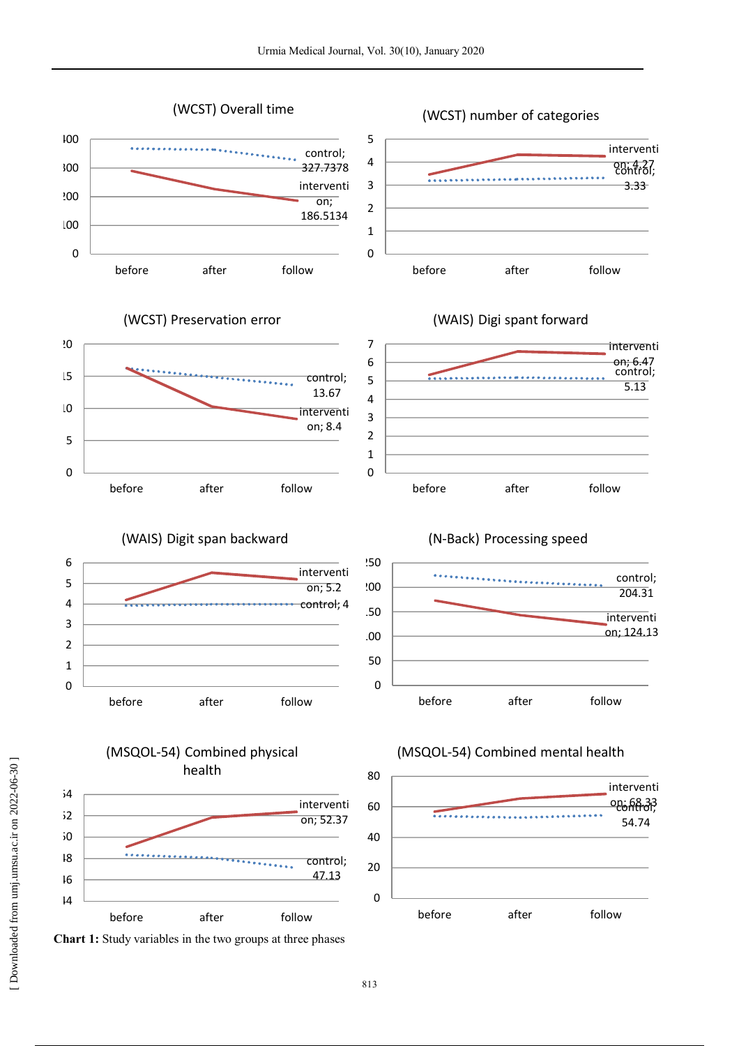**Chart 1:** Study variables in the two groups at three phases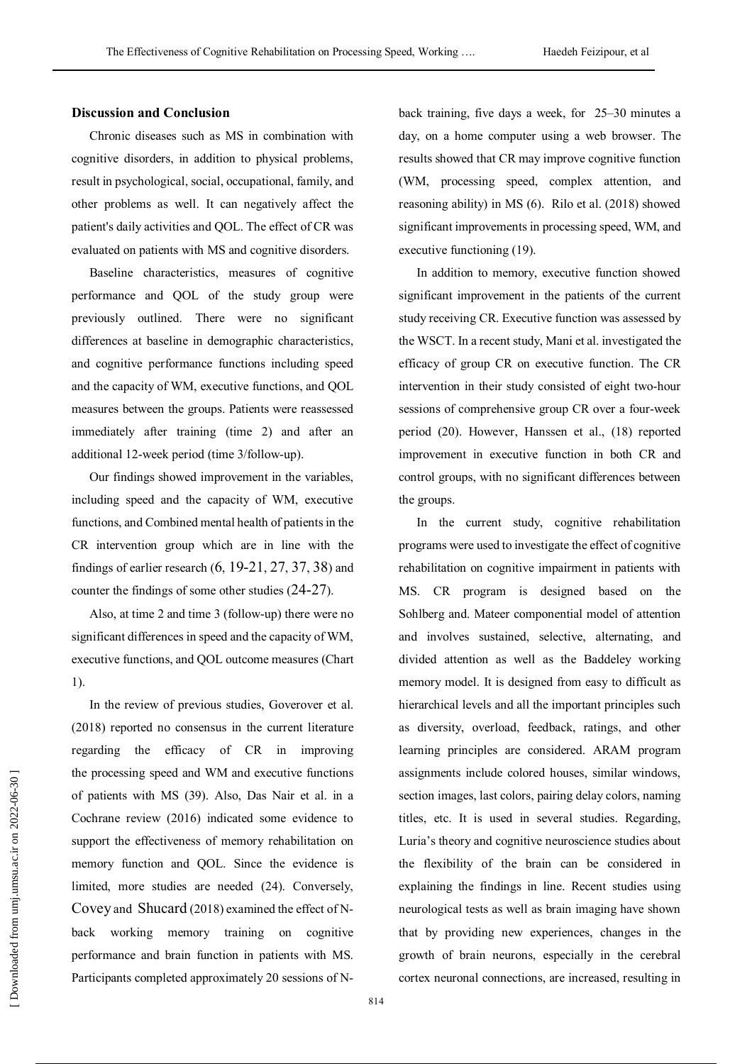## Discussion and Conclusion

Chronic diseases such as MS in combination with cognitive disorders, in addition to physical problems, result in psychological, social, occupational, family, and other problems as well. It can negatively affect the patient's daily activities and QOL. The effect of CR was evaluated on patients with MS and cognitive disorders.

Baseline characteristics, measures of cognitive performance and QOL of the study group were previously outlined. There were no significant differences at baseline in demographic characteristics, and cognitive performance functions including speed and the capacity of WM, executive functions, and QOL measures between the groups. Patients were reassessed immediately after training (time 2) and after an additional 12-week period (time 3/follow-up).

Our findings showed improvement in the variables, including speed and the capacity of WM, executive functions, and Combined mental health of patients in the CR intervention group which are in line with the findings of earlier research (6, 19-21, 27, 37, 38) and counter the findings of some other studies (24-27).

Also, at time 2 and time 3 (follow-up) there were no significant differences in speed and the capacity of WM, executive functions, and QOL outcome measures (Chart 1).

In the review of previous studies, Goverover et al. (2018) reported no consensus in the current literature regarding the efficacy of CR in improving the processing speed and WM and executive functions of patients with MS (39). Also, Das Nair et al. in a Cochrane review (2016) indicated some evidence to support the effectiveness of memory rehabilitation on memory function and QOL. Since the evidence is limited, more studies are needed (24). Conversely, Covey and Shucard (2018) examined the effect of N-back working memory training on cognitive performance and brain function in patients with MS. Participants completed approximately 20 sessions of N-back training, five days a week, for 25–30 minutes a day, on a home computer using a web browser. The results showed that CR may improve cognitive function (WM, processing speed, complex attention, and reasoning ability) in MS (6). Rilo et al. (2018) showed significant improvements in processing speed, WM, and executive functioning (19).

In addition to memory, executive function showed significant improvement in the patients of the current study receiving CR. Executive function was assessed by the WSCT. In a recent study, Mani et al. investigated the efficacy of group CR on executive function. The CR intervention in their study consisted of eight two-hour sessions of comprehensive group CR over a four-week period (20). However, Hanssen et al., (18) reported improvement in executive function in both CR and control groups, with no significant differences between the groups.

In the current study, cognitive rehabilitation programs were used to investigate the effect of cognitive rehabilitation on cognitive impairment in patients with MS. CR program is designed based on the Sohlberg and. Mateer componential model of attention and involves sustained, selective, alternating, and divided attention as well as the Baddeley working memory model. It is designed from easy to difficult as hierarchical levels and all the important principles such as diversity, overload, feedback, ratings, and other learning principles are considered. ARAM program assignments include colored houses, similar windows, section images, last colors, pairing delay colors, naming titles, etc. It is used in several studies. Regarding, Luria's theory and cognitive neuroscience studies about the flexibility of the brain can be considered in explaining the findings in line. Recent studies using neurological tests as well as brain imaging have shown that by providing new experiences, changes in the growth of brain neurons, especially in the cerebral cortex neuronal connections, are increased, resulting in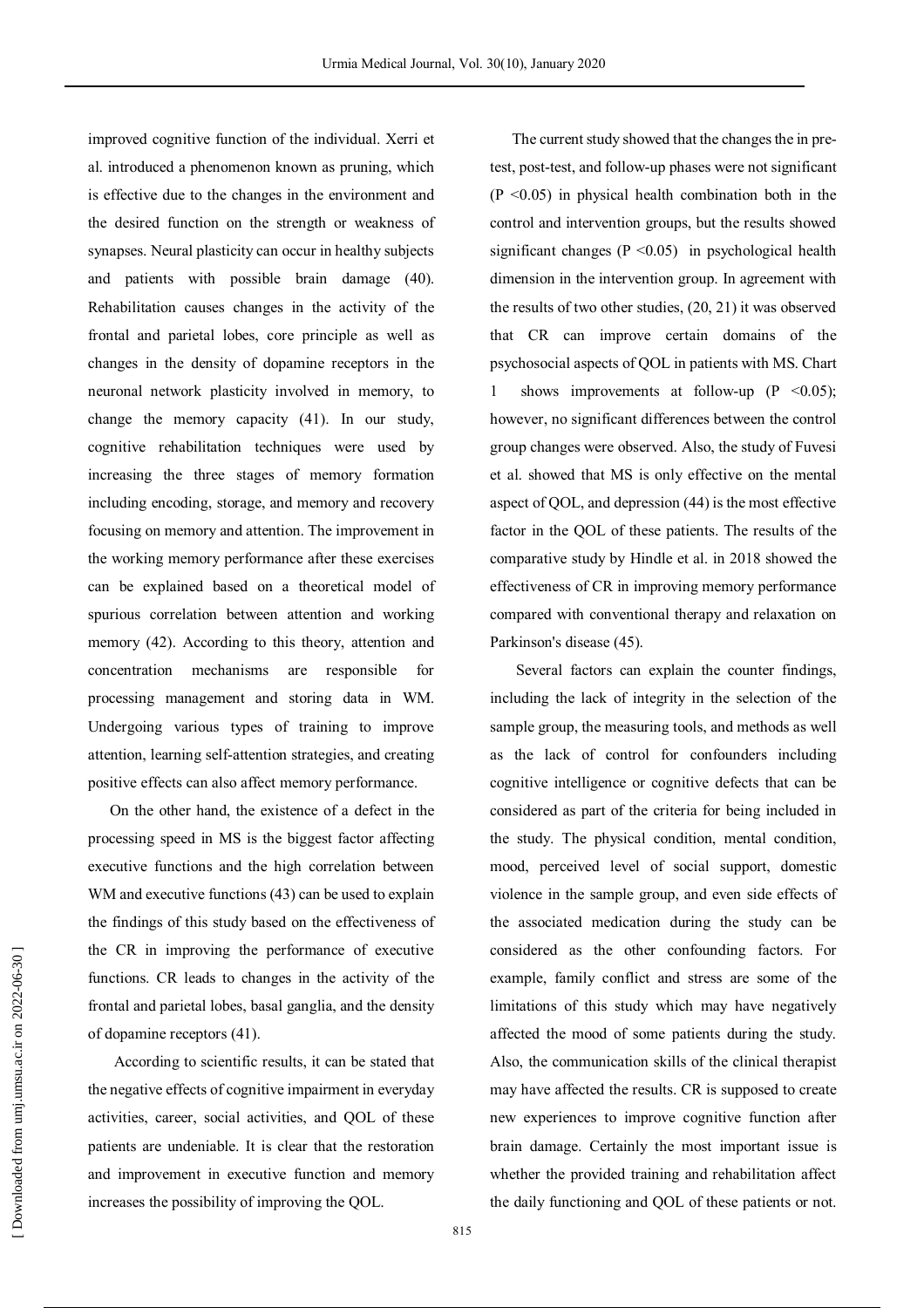improved cognitive function of the individual. Xerri et al. introduced a phenomenon known as pruning, which is effective due to the changes in the environment and the desired function on the strength or weakness of synapses. Neural plasticity can occur in healthy subjects and patients with possible brain damage (40). Rehabilitation causes changes in the activity of the frontal and parietal lobes, core principle as well as changes in the density of dopamine receptors in the neuronal network plasticity involved in memory, to change the memory capacity (41). In our study, cognitive rehabilitation techniques were used by increasing the three stages of memory formation including encoding, storage, and memory and recovery focusing on memory and attention. The improvement in the working memory performance after these exercises can be explained based on a theoretical model of spurious correlation between attention and working memory (42). According to this theory, attention and concentration mechanisms are responsible for processing management and storing data in WM. Undergoing various types of training to improve attention, learning self-attention strategies, and creating positive effects can also affect memory performance.

On the other hand, the existence of a defect in the processing speed in MS is the biggest factor affecting executive functions and the high correlation between WM and executive functions (43) can be used to explain the findings of this study based on the effectiveness of the CR in improving the performance of executive functions. CR leads to changes in the activity of the frontal and parietal lobes, basal ganglia, and the density of dopamine receptors (41).

According to scientific results, it can be stated that the negative effects of cognitive impairment in everyday activities, career, social activities, and QOL of these patients are undeniable. It is clear that the restoration and improvement in executive function and memory increases the possibility of improving the QOL.

The current study showed that the changes the in pre-test, post-test, and follow-up phases were not significant ($P < 0.05$) in physical health combination both in the control and intervention groups, but the results showed significant changes ($P < 0.05$) in psychological health dimension in the intervention group. In agreement with the results of two other studies, (20, 21) it was observed that CR can improve certain domains of the psychosocial aspects of QOL in patients with MS. Chart 1 shows improvements at follow-up ($P < 0.05$); however, no significant differences between the control group changes were observed. Also, the study of Fuvesi et al. showed that MS is only effective on the mental aspect of QOL, and depression (44) is the most effective factor in the QOL of these patients. The results of the comparative study by Hindle et al. in 2018 showed the effectiveness of CR in improving memory performance compared with conventional therapy and relaxation on Parkinson's disease (45).

Several factors can explain the counter findings, including the lack of integrity in the selection of the sample group, the measuring tools, and methods as well as the lack of control for confounders including cognitive intelligence or cognitive defects that can be considered as part of the criteria for being included in the study. The physical condition, mental condition, mood, perceived level of social support, domestic violence in the sample group, and even side effects of the associated medication during the study can be considered as the other confounding factors. For example, family conflict and stress are some of the limitations of this study which may have negatively affected the mood of some patients during the study. Also, the communication skills of the clinical therapist may have affected the results. CR is supposed to create new experiences to improve cognitive function after brain damage. Certainly the most important issue is whether the provided training and rehabilitation affect the daily functioning and QOL of these patients or not.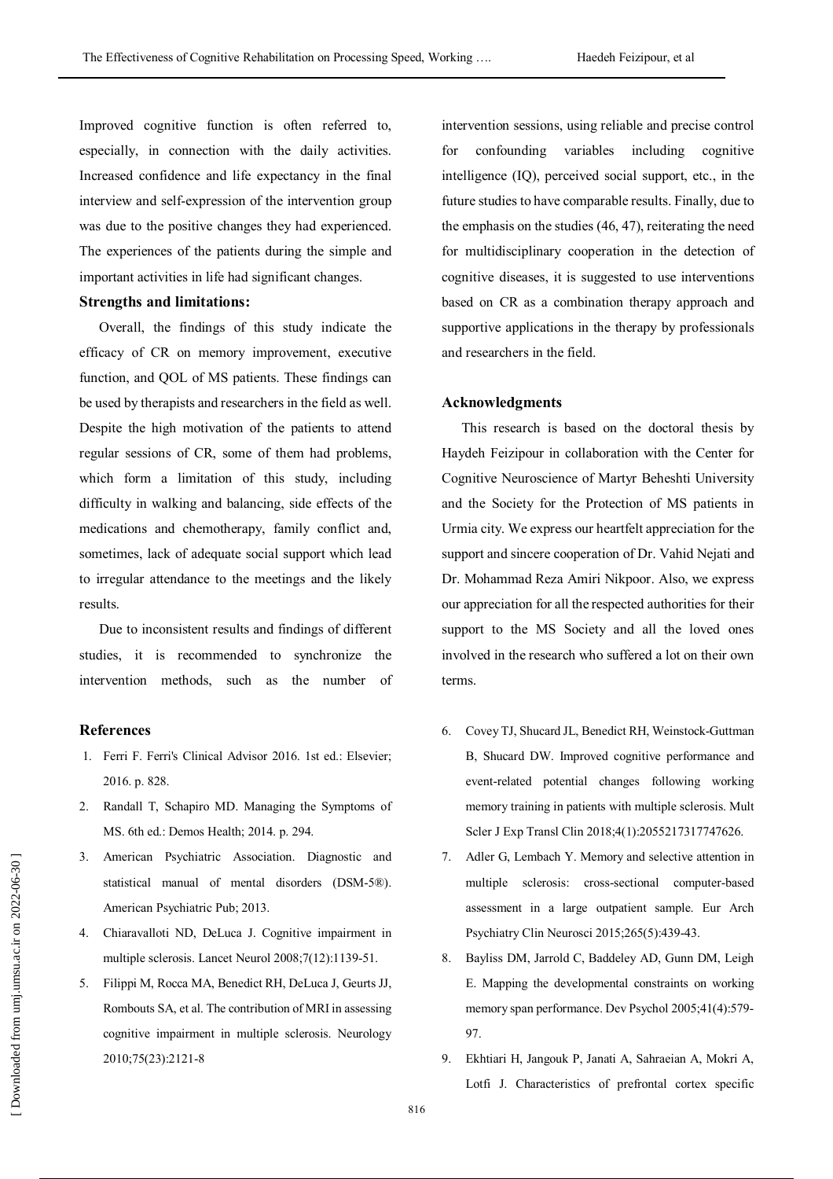Improved cognitive function is often referred to, especially, in connection with the daily activities. Increased confidence and life expectancy in the final interview and self-expression of the intervention group was due to the positive changes they had experienced. The experiences of the patients during the simple and important activities in life had significant changes.

### Strengths and limitations:

Overall, the findings of this study indicate the efficacy of CR on memory improvement, executive function, and QOL of MS patients. These findings can be used by therapists and researchers in the field as well. Despite the high motivation of the patients to attend regular sessions of CR, some of them had problems, which form a limitation of this study, including difficulty in walking and balancing, side effects of the medications and chemotherapy, family conflict and, sometimes, lack of adequate social support which lead to irregular attendance to the meetings and the likely results.

Due to inconsistent results and findings of different studies, it is recommended to synchronize the intervention methods, such as the number of intervention sessions, using reliable and precise control for confounding variables including cognitive intelligence (IQ), perceived social support, etc., in the future studies to have comparable results. Finally, due to the emphasis on the studies (46, 47), reiterating the need for multidisciplinary cooperation in the detection of cognitive diseases, it is suggested to use interventions based on CR as a combination therapy approach and supportive applications in the therapy by professionals and researchers in the field.

## Acknowledgments

This research is based on the doctoral thesis by Haydeh Feizipour in collaboration with the Center for Cognitive Neuroscience of Martyr Beheshti University and the Society for the Protection of MS patients in Urmia city. We express our heartfelt appreciation for the support and sincere cooperation of Dr. Vahid Nejati and Dr. Mohammad Reza Amiri Nikpoor. Also, we express our appreciation for all the respected authorities for their support to the MS Society and all the loved ones involved in the research who suffered a lot on their own terms.

## References

1. Ferri F. Ferri's Clinical Advisor 2016. 1st ed.: Elsevier; 2016. p. 828.
2. Randall T, Schapiro MD. Managing the Symptoms of MS. 6th ed.: Demos Health; 2014. p. 294.
3. American Psychiatric Association. Diagnostic and statistical manual of mental disorders (DSM-5®). American Psychiatric Pub; 2013.
4. Chiaravalloti ND, DeLuca J. Cognitive impairment in multiple sclerosis. Lancet Neurol 2008;7(12):1139-51.
5. Filippi M, Rocca MA, Benedict RH, DeLuca J, Geurts JJ, Rombouts SA, et al. The contribution of MRI in assessing cognitive impairment in multiple sclerosis. Neurology 2010;75(23):2121-8
6. Covey TJ, Shucard JL, Benedict RH, Weinstock-Guttman B, Shucard DW. Improved cognitive performance and event-related potential changes following working memory training in patients with multiple sclerosis. Mult Scler J Exp Transl Clin 2018;4(1):2055217317747626.
7. Adler G, Lembach Y. Memory and selective attention in multiple sclerosis: cross-sectional computer-based assessment in a large outpatient sample. Eur Arch Psychiatry Clin Neurosci 2015;265(5):439-43.
8. Bayliss DM, Jarrold C, Baddeley AD, Gunn DM, Leigh E. Mapping the developmental constraints on working memory span performance. Dev Psychol 2005;41(4):579-97.
9. Ekhtiari H, Jangouk P, Janati A, Sahraeian A, Mokri A, Lotfi J. Characteristics of prefrontal cortex specific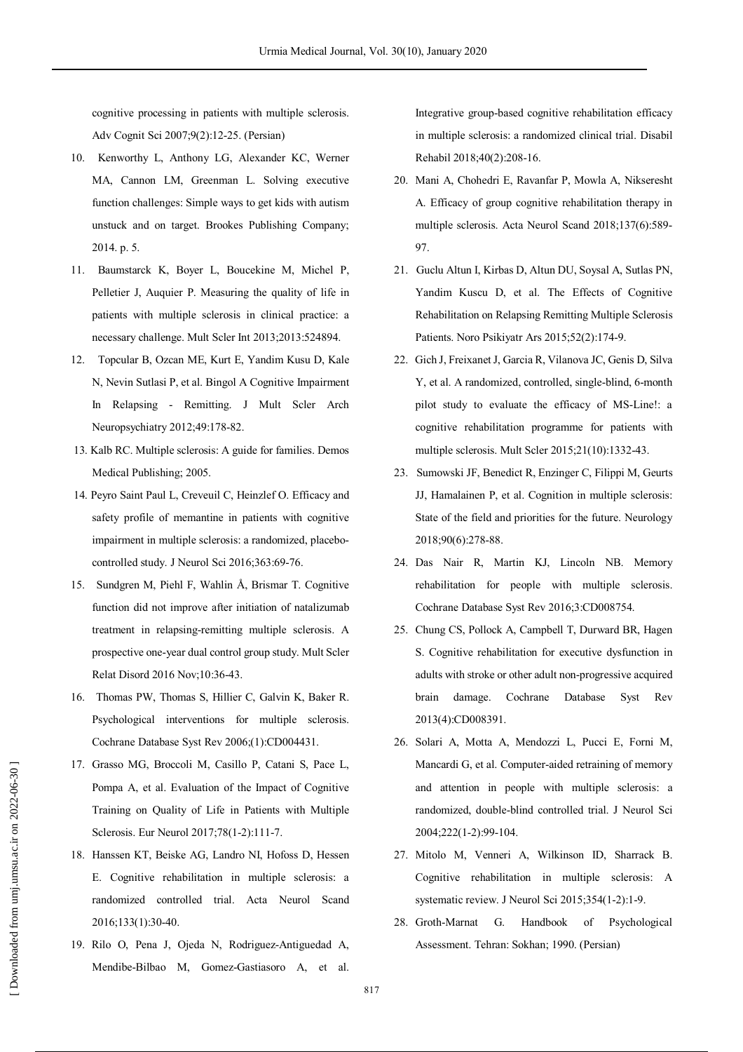cognitive processing in patients with multiple sclerosis. Adv Cognit Sci 2007;9(2):12-25. (Persian)

10. Kenworthy L, Anthony LG, Alexander KC, Werner MA, Cannon LM, Greenman L. Solving executive function challenges: Simple ways to get kids with autism unstuck and on target. Brookes Publishing Company; 2014. p. 5.
11. Baumstarck K, Boyer L, Boucekine M, Michel P, Pelletier J, Auquier P. Measuring the quality of life in patients with multiple sclerosis in clinical practice: a necessary challenge. Mult Scler Int 2013;2013:524894.
12. Topcular B, Ozcan ME, Kurt E, Yandim Kusu D, Kale N, Nevin Sutlasi P, et al. Bingol A Cognitive Impairment In Relapsing - Remitting. J Mult Scler Arch Neuropsychiatry 2012;49:178-82.
13. Kalb RC. Multiple sclerosis: A guide for families. Demos Medical Publishing; 2005.
14. Peyro Saint Paul L, Creveuil C, Heinzlef O. Efficacy and safety profile of memantine in patients with cognitive impairment in multiple sclerosis: a randomized, placebo-controlled study. J Neurol Sci 2016;363:69-76.
15. Sundgren M, Piehl F, Wahlin Å, Brismar T. Cognitive function did not improve after initiation of natalizumab treatment in relapsing-remitting multiple sclerosis. A prospective one-year dual control group study. Mult Scler Relat Disord 2016 Nov;10:36-43.
16. Thomas PW, Thomas S, Hillier C, Galvin K, Baker R. Psychological interventions for multiple sclerosis. Cochrane Database Syst Rev 2006;(1):CD004431.
17. Grasso MG, Broccoli M, Casillo P, Catani S, Pace L, Pompa A, et al. Evaluation of the Impact of Cognitive Training on Quality of Life in Patients with Multiple Sclerosis. Eur Neurol 2017;78(1-2):111-7.
18. Hanssen KT, Beiske AG, Landro NI, Hofoss D, Hessen E. Cognitive rehabilitation in multiple sclerosis: a randomized controlled trial. Acta Neurol Scand 2016;133(1):30-40.
19. Rilo O, Pena J, Ojeda N, Rodriguez-Antiguedad A, Mendibe-Bilbao M, Gomez-Gastiasoro A, et al. Integrative group-based cognitive rehabilitation efficacy in multiple sclerosis: a randomized clinical trial. Disabil Rehabil 2018;40(2):208-16.
20. Mani A, Chohedri E, Ravanfar P, Mowla A, Nikseresht A. Efficacy of group cognitive rehabilitation therapy in multiple sclerosis. Acta Neurol Scand 2018;137(6):589-97.
21. Guclu Altun I, Kirbas D, Altun DU, Soysal A, Sutlas PN, Yandim Kuscu D, et al. The Effects of Cognitive Rehabilitation on Relapsing Remitting Multiple Sclerosis Patients. Noro Psikiyatr Ars 2015;52(2):174-9.
22. Gich J, Freixanet J, Garcia R, Vilanova JC, Genis D, Silva Y, et al. A randomized, controlled, single-blind, 6-month pilot study to evaluate the efficacy of MS-Line!: a cognitive rehabilitation programme for patients with multiple sclerosis. Mult Scler 2015;21(10):1332-43.
23. Sumowski JF, Benedict R, Enzinger C, Filippi M, Geurts JJ, Hamalainen P, et al. Cognition in multiple sclerosis: State of the field and priorities for the future. Neurology 2018;90(6):278-88.
24. Das Nair R, Martin KJ, Lincoln NB. Memory rehabilitation for people with multiple sclerosis. Cochrane Database Syst Rev 2016;3:CD008754.
25. Chung CS, Pollock A, Campbell T, Durward BR, Hagen S. Cognitive rehabilitation for executive dysfunction in adults with stroke or other adult non-progressive acquired brain damage. Cochrane Database Syst Rev 2013(4):CD008391.
26. Solari A, Motta A, Mendozzi L, Pucci E, Forni M, Mancardi G, et al. Computer-aided retraining of memory and attention in people with multiple sclerosis: a randomized, double-blind controlled trial. J Neurol Sci 2004;222(1-2):99-104.
27. Mitolo M, Venneri A, Wilkinson ID, Sharrack B. Cognitive rehabilitation in multiple sclerosis: A systematic review. J Neurol Sci 2015;354(1-2):1-9.
28. Groth-Marnat G. Handbook of Psychological Assessment. Tehran: Sokhan; 1990. (Persian)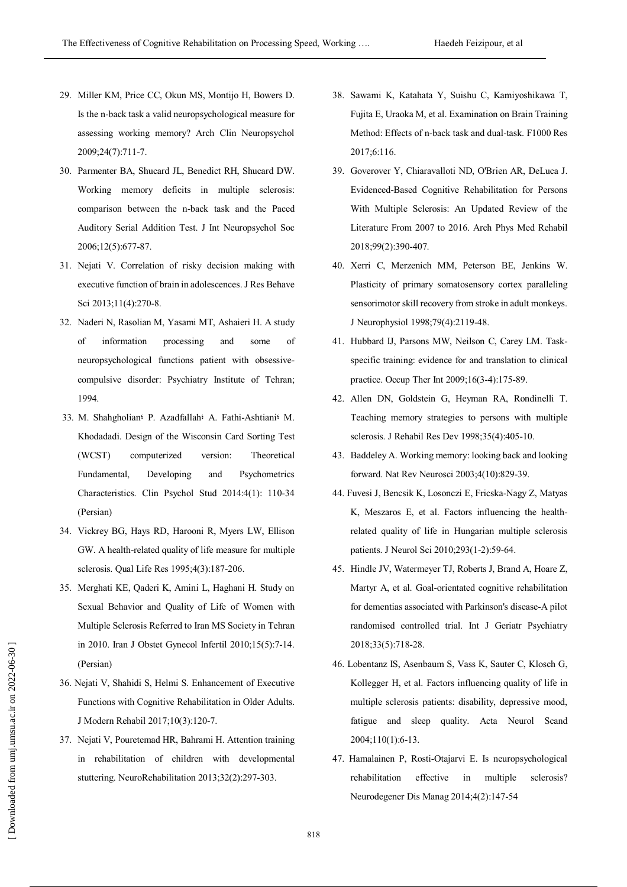29. Miller KM, Price CC, Okun MS, Montijo H, Bowers D. Is the n-back task a valid neuropsychological measure for assessing working memory? Arch Clin Neuropsychol 2009;24(7):711-7.
30. Parmenter BA, Shucard JL, Benedict RH, Shucard DW. Working memory deficits in multiple sclerosis: comparison between the n-back task and the Paced Auditory Serial Addition Test. J Int Neuropsychol Soc 2006;12(5):677-87.
31. Nejati V. Correlation of risky decision making with executive function of brain in adolescences. J Res Behave Sci 2013;11(4):270-8.
32. Naderi N, Rasolian M, Yasami MT, Ashaieri H. A study of information processing and some of neuropsychological functions patient with obsessive-compulsive disorder: Psychiatry Institute of Tehran; 1994.
33. M. Shahgholian؛ P. Azadfallah؛ A. Fathi-Ashtiani؛ M. Khodadadi. Design of the Wisconsin Card Sorting Test (WCST) computerized version: Theoretical Fundamental, Developing and Psychometrics Characteristics. Clin Psychol Stud 2014:4(1): 110-34 (Persian)
34. Vickrey BG, Hays RD, Harooni R, Myers LW, Ellison GW. A health-related quality of life measure for multiple sclerosis. Qual Life Res 1995;4(3):187-206.
35. Merghati KE, Qaderi K, Amini L, Haghani H. Study on Sexual Behavior and Quality of Life of Women with Multiple Sclerosis Referred to Iran MS Society in Tehran in 2010. Iran J Obstet Gynecol Infertil 2010;15(5):7-14. (Persian)
36. Nejati V, Shahidi S, Helmi S. Enhancement of Executive Functions with Cognitive Rehabilitation in Older Adults. J Modern Rehabil 2017;10(3):120-7.
37. Nejati V, Pouretemad HR, Bahrami H. Attention training in rehabilitation of children with developmental stuttering. NeuroRehabilitation 2013;32(2):297-303.
38. Sawami K, Katahata Y, Suishu C, Kamiyoshikawa T, Fujita E, Uraoka M, et al. Examination on Brain Training Method: Effects of n-back task and dual-task. F1000 Res 2017;6:116.
39. Goverover Y, Chiaravalloti ND, O'Brien AR, DeLuca J. Evidenced-Based Cognitive Rehabilitation for Persons With Multiple Sclerosis: An Updated Review of the Literature From 2007 to 2016. Arch Phys Med Rehabil 2018;99(2):390-407.
40. Xerri C, Merzenich MM, Peterson BE, Jenkins W. Plasticity of primary somatosensory cortex paralleling sensorimotor skill recovery from stroke in adult monkeys. J Neurophysiol 1998;79(4):2119-48.
41. Hubbard IJ, Parsons MW, Neilson C, Carey LM. Task-specific training: evidence for and translation to clinical practice. Occup Ther Int 2009;16(3-4):175-89.
42. Allen DN, Goldstein G, Heyman RA, Rondinelli T. Teaching memory strategies to persons with multiple sclerosis. J Rehabil Res Dev 1998;35(4):405-10.
43. Baddeley A. Working memory: looking back and looking forward. Nat Rev Neurosci 2003;4(10):829-39.
44. Fuvesi J, Bencsik K, Losonczi E, Fricska-Nagy Z, Matyas K, Meszaros E, et al. Factors influencing the health-related quality of life in Hungarian multiple sclerosis patients. J Neurol Sci 2010;293(1-2):59-64.
45. Hindle JV, Watermeyer TJ, Roberts J, Brand A, Hoare Z, Martyr A, et al. Goal-orientated cognitive rehabilitation for dementias associated with Parkinson's disease-A pilot randomised controlled trial. Int J Geriatr Psychiatry 2018;33(5):718-28.
46. Lobentanz IS, Asenbaum S, Vass K, Sauter C, Klosch G, Kollegger H, et al. Factors influencing quality of life in multiple sclerosis patients: disability, depressive mood, fatigue and sleep quality. Acta Neurol Scand 2004;110(1):6-13.
47. Hamalainen P, Rosti-Otajarvi E. Is neuropsychological rehabilitation effective in multiple sclerosis? Neurodegener Dis Manag 2014;4(2):147-54